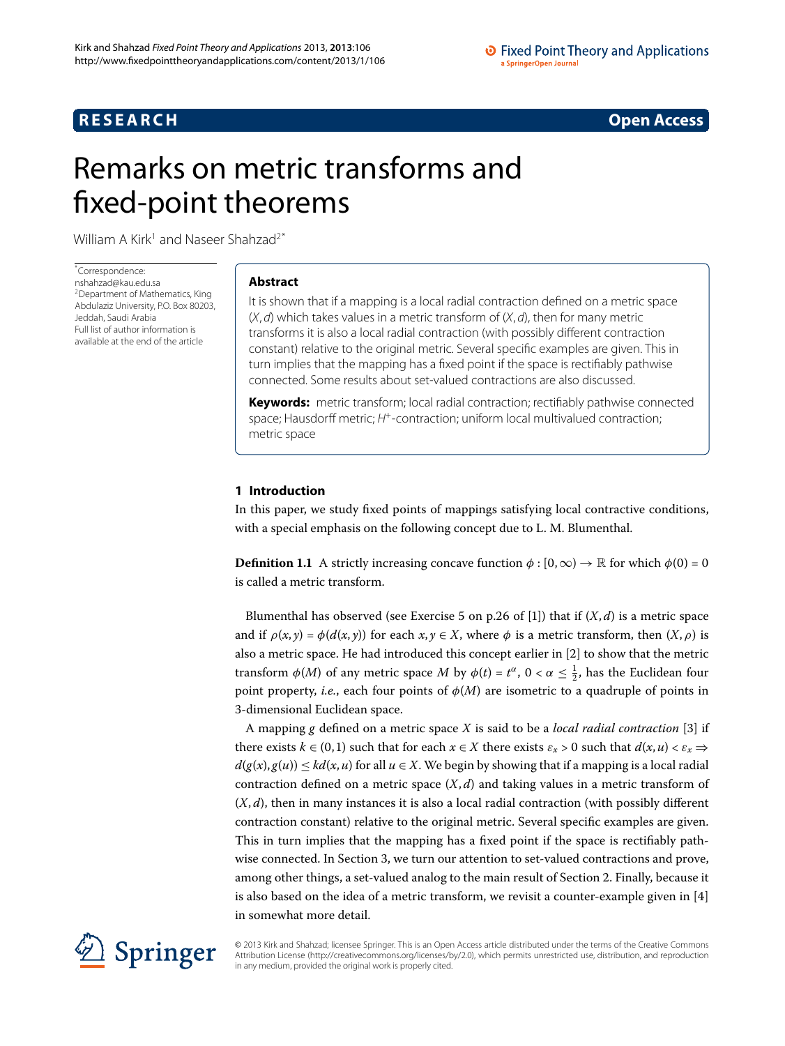RESEARCH Open Access

# Remarks on metric transforms and fixed-point theorems

William A Kirk[1] and Naseer Shahzad[2*]

*Correspondence: nshahzad@kau.edu.sa
[2]Department of Mathematics, King Abdulaziz University, P.O. Box 80203, Jeddah, Saudi Arabia
Full list of author information is available at the end of the article

## Abstract

It is shown that if a mapping is a local radial contraction defined on a metric space $(X,d)$ which takes values in a metric transform of $(X,d)$, then for many metric transforms it is also a local radial contraction (with possibly different contraction constant) relative to the original metric. Several specific examples are given. This in turn implies that the mapping has a fixed point if the space is rectifiably pathwise connected. Some results about set-valued contractions are also discussed.

**Keywords:** metric transform; local radial contraction; rectifiably pathwise connected space; Hausdorff metric; $H^+$-contraction; uniform local multivalued contraction; metric space

## 1 Introduction

In this paper, we study fixed points of mappings satisfying local contractive conditions, with a special emphasis on the following concept due to L. M. Blumenthal.

**Definition 1.1** A strictly increasing concave function $\phi : [0,\infty) \to \mathbb{R}$ for which $\phi(0) = 0$ is called a metric transform.

Blumenthal has observed (see Exercise 5 on p.26 of [1]) that if $(X,d)$ is a metric space and if $\rho(x,y) = \phi(d(x,y))$ for each $x,y \in X$, where $\phi$ is a metric transform, then $(X,\rho)$ is also a metric space. He had introduced this concept earlier in [2] to show that the metric transform $\phi(M)$ of any metric space $M$ by $\phi(t) = t^\alpha$, $0 < \alpha \leq \frac{1}{2}$, has the Euclidean four point property, *i.e.*, each four points of $\phi(M)$ are isometric to a quadruple of points in 3-dimensional Euclidean space.

A mapping $g$ defined on a metric space $X$ is said to be a *local radial contraction* [3] if there exists $k \in (0,1)$ such that for each $x \in X$ there exists $\varepsilon_x > 0$ such that $d(x,u) < \varepsilon_x \Rightarrow d(g(x),g(u)) \leq kd(x,u)$ for all $u \in X$. We begin by showing that if a mapping is a local radial contraction defined on a metric space $(X,d)$ and taking values in a metric transform of $(X,d)$, then in many instances it is also a local radial contraction (with possibly different contraction constant) relative to the original metric. Several specific examples are given. This in turn implies that the mapping has a fixed point if the space is rectifiably pathwise connected. In Section 3, we turn our attention to set-valued contractions and prove, among other things, a set-valued analog to the main result of Section 2. Finally, because it is also based on the idea of a metric transform, we revisit a counter-example given in [4] in somewhat more detail.

© 2013 Kirk and Shahzad; licensee Springer. This is an Open Access article distributed under the terms of the Creative Commons Attribution License (http://creativecommons.org/licenses/by/2.0), which permits unrestricted use, distribution, and reproduction in any medium, provided the original work is properly cited.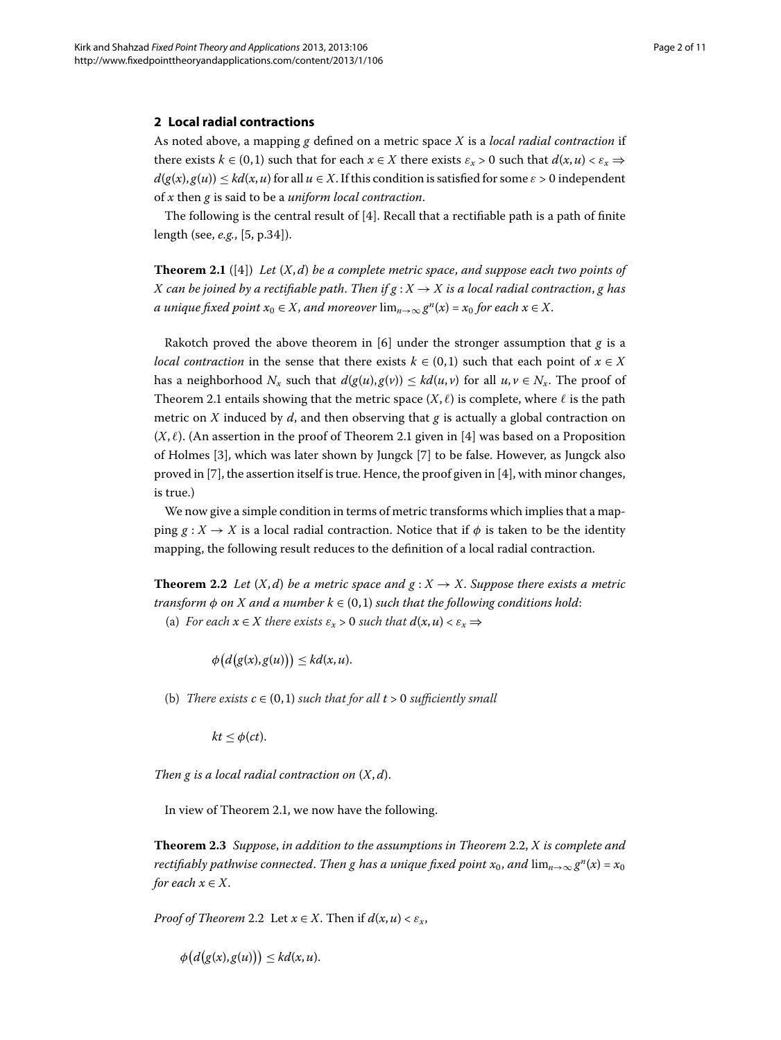## 2 Local radial contractions

As noted above, a mapping $g$ defined on a metric space $X$ is a *local radial contraction* if there exists $k \in (0,1)$ such that for each $x \in X$ there exists $\varepsilon_x > 0$ such that $d(x,u) < \varepsilon_x \Rightarrow d(g(x),g(u)) \leq kd(x,u)$ for all $u \in X$. If this condition is satisfied for some $\varepsilon > 0$ independent of $x$ then $g$ is said to be a *uniform local contraction*.

The following is the central result of [4]. Recall that a rectifiable path is a path of finite length (see, *e.g.*, [5, p.34]).

**Theorem 2.1** ([4]) *Let $(X,d)$ be a complete metric space, and suppose each two points of $X$ can be joined by a rectifiable path. Then if $g : X \to X$ is a local radial contraction, $g$ has a unique fixed point $x_0 \in X$, and moreover $\lim_{n\to\infty} g^n(x) = x_0$ for each $x \in X$.*

Rakotch proved the above theorem in [6] under the stronger assumption that $g$ is a *local contraction* in the sense that there exists $k \in (0,1)$ such that each point of $x \in X$ has a neighborhood $N_x$ such that $d(g(u),g(v)) \leq kd(u,v)$ for all $u,v \in N_x$. The proof of Theorem 2.1 entails showing that the metric space $(X,\ell)$ is complete, where $\ell$ is the path metric on $X$ induced by $d$, and then observing that $g$ is actually a global contraction on $(X,\ell)$. (An assertion in the proof of Theorem 2.1 given in [4] was based on a Proposition of Holmes [3], which was later shown by Jungck [7] to be false. However, as Jungck also proved in [7], the assertion itself is true. Hence, the proof given in [4], with minor changes, is true.)

We now give a simple condition in terms of metric transforms which implies that a mapping $g : X \to X$ is a local radial contraction. Notice that if $\phi$ is taken to be the identity mapping, the following result reduces to the definition of a local radial contraction.

**Theorem 2.2** *Let $(X,d)$ be a metric space and $g : X \to X$. Suppose there exists a metric transform $\phi$ on $X$ and a number $k \in (0,1)$ such that the following conditions hold:*

(a) *For each $x \in X$ there exists $\varepsilon_x > 0$ such that $d(x,u) < \varepsilon_x \Rightarrow$*

$$\phi\big(d\big(g(x),g(u)\big)\big) \leq kd(x,u).$$

(b) *There exists $c \in (0,1)$ such that for all $t > 0$ sufficiently small*

$$kt \leq \phi(ct).$$

*Then $g$ is a local radial contraction on $(X,d)$.*

In view of Theorem 2.1, we now have the following.

**Theorem 2.3** *Suppose, in addition to the assumptions in Theorem 2.2, $X$ is complete and rectifiably pathwise connected. Then $g$ has a unique fixed point $x_0$, and $\lim_{n\to\infty} g^n(x) = x_0$ for each $x \in X$.*

*Proof of Theorem 2.2* Let $x \in X$. Then if $d(x,u) < \varepsilon_x$,

$$\phi\big(d\big(g(x),g(u)\big)\big) \leq kd(x,u).$$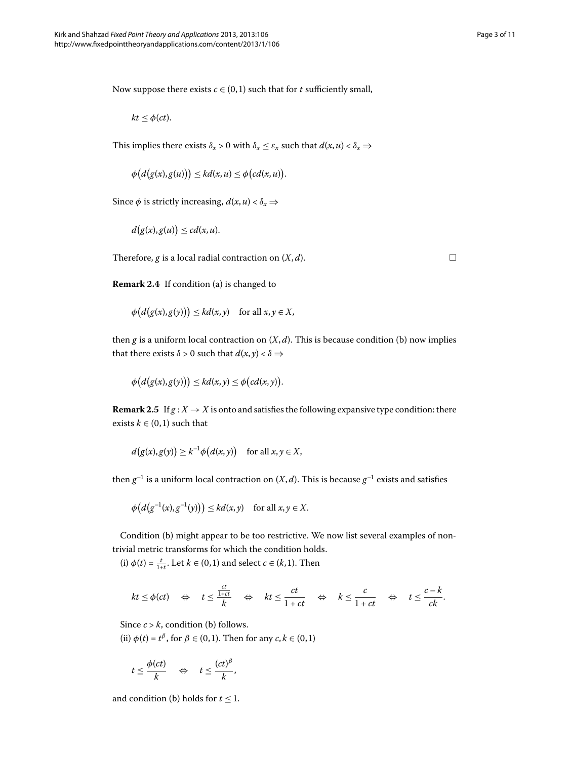Now suppose there exists $c \in (0,1)$ such that for $t$ sufficiently small,

$$kt \leq \phi(ct).$$

This implies there exists $\delta_x > 0$ with $\delta_x \leq \varepsilon_x$ such that $d(x,u) < \delta_x \Rightarrow$

$$\phi\big(d\big(g(x), g(u)\big)\big) \leq kd(x,u) \leq \phi\big(cd(x,u)\big).$$

Since $\phi$ is strictly increasing, $d(x,u) < \delta_x \Rightarrow$

$$d\big(g(x), g(u)\big) \leq cd(x,u).$$

Therefore, $g$ is a local radial contraction on $(X,d)$. □

**Remark 2.4** If condition (a) is changed to

$$\phi\big(d\big(g(x), g(y)\big)\big) \leq kd(x,y) \quad \text{for all } x, y \in X,$$

then $g$ is a uniform local contraction on $(X,d)$. This is because condition (b) now implies that there exists $\delta > 0$ such that $d(x,y) < \delta \Rightarrow$

$$\phi\big(d\big(g(x), g(y)\big)\big) \leq kd(x,y) \leq \phi\big(cd(x,y)\big).$$

**Remark 2.5** If $g : X \to X$ is onto and satisfies the following expansive type condition: there exists $k \in (0,1)$ such that

$$d\big(g(x), g(y)\big) \geq k^{-1}\phi\big(d(x,y)\big) \quad \text{for all } x, y \in X,$$

then $g^{-1}$ is a uniform local contraction on $(X,d)$. This is because $g^{-1}$ exists and satisfies

$$\phi\big(d\big(g^{-1}(x), g^{-1}(y)\big)\big) \leq kd(x,y) \quad \text{for all } x, y \in X.$$

Condition (b) might appear to be too restrictive. We now list several examples of non-trivial metric transforms for which the condition holds.

(i) $\phi(t) = \frac{t}{1+t}$. Let $k \in (0,1)$ and select $c \in (k,1)$. Then

$$kt \leq \phi(ct) \quad \Leftrightarrow \quad t \leq \frac{\frac{ct}{1+ct}}{k} \quad \Leftrightarrow \quad kt \leq \frac{ct}{1+ct} \quad \Leftrightarrow \quad k \leq \frac{c}{1+ct} \quad \Leftrightarrow \quad t \leq \frac{c-k}{ck}.$$

Since $c > k$, condition (b) follows.

(ii) $\phi(t) = t^{\beta}$, for $\beta \in (0,1)$. Then for any $c, k \in (0,1)$

$$t \leq \frac{\phi(ct)}{k} \quad \Leftrightarrow \quad t \leq \frac{(ct)^{\beta}}{k},$$

and condition (b) holds for $t \leq 1$.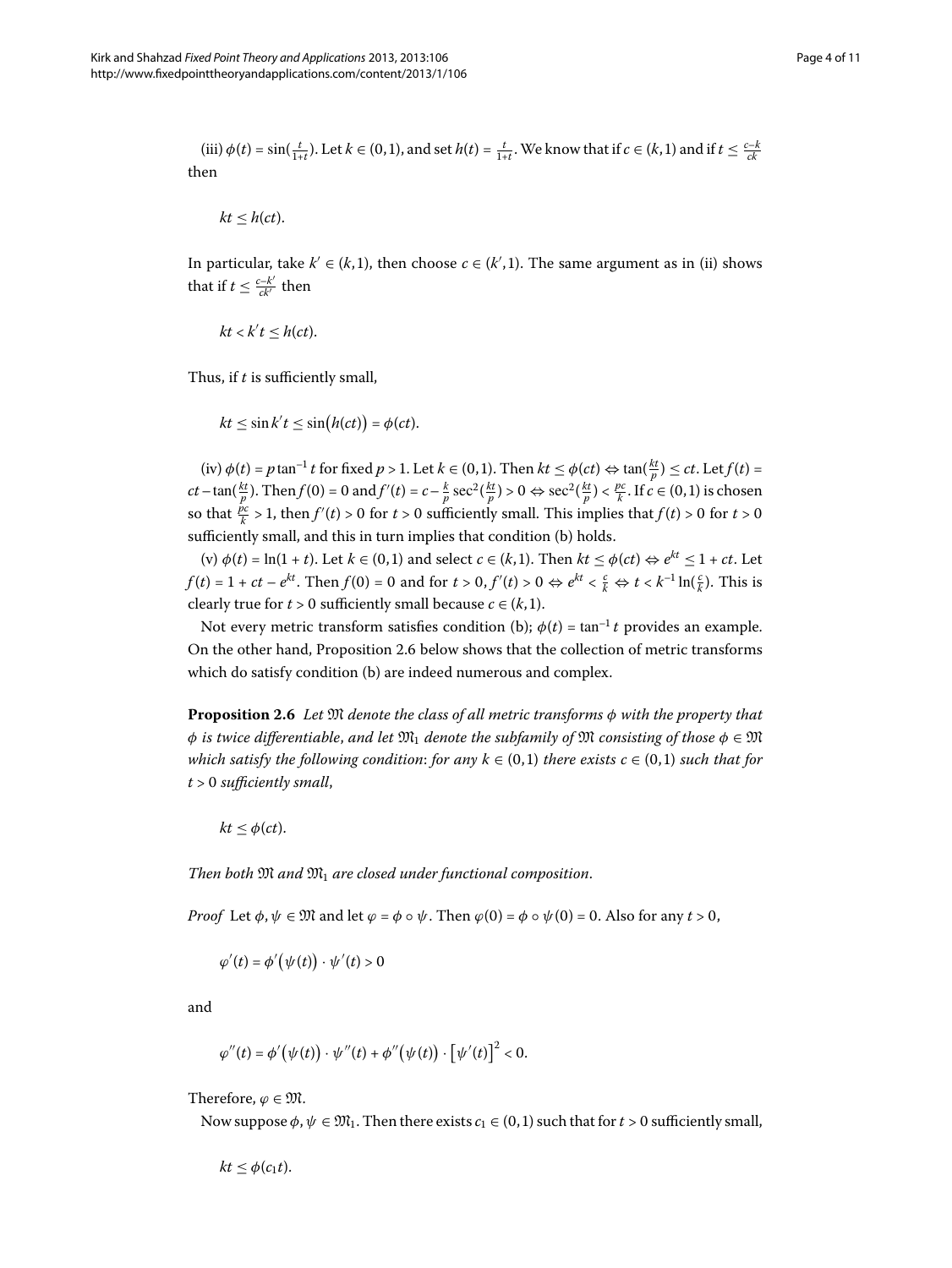(iii) $\phi(t) = \sin(\frac{t}{1+t})$. Let $k \in (0,1)$, and set $h(t) = \frac{t}{1+t}$. We know that if $c \in (k,1)$ and if $t \leq \frac{c-k}{ck}$ then

$$kt \leq h(ct).$$

In particular, take $k' \in (k,1)$, then choose $c \in (k',1)$. The same argument as in (ii) shows that if $t \leq \frac{c-k'}{ck'}$ then

$$kt < k't \leq h(ct).$$

Thus, if $t$ is sufficiently small,

$$kt \leq \sin k't \leq \sin\bigl(h(ct)\bigr) = \phi(ct).$$

(iv) $\phi(t) = p\tan^{-1} t$ for fixed $p > 1$. Let $k \in (0,1)$. Then $kt \leq \phi(ct) \Leftrightarrow \tan(\frac{kt}{p}) \leq ct$. Let $f(t) = ct - \tan(\frac{kt}{p})$. Then $f(0) = 0$ and $f'(t) = c - \frac{k}{p}\sec^2(\frac{kt}{p}) > 0 \Leftrightarrow \sec^2(\frac{kt}{p}) < \frac{pc}{k}$. If $c \in (0,1)$ is chosen so that $\frac{pc}{k} > 1$, then $f'(t) > 0$ for $t > 0$ sufficiently small. This implies that $f(t) > 0$ for $t > 0$ sufficiently small, and this in turn implies that condition (b) holds.

(v) $\phi(t) = \ln(1+t)$. Let $k \in (0,1)$ and select $c \in (k,1)$. Then $kt \leq \phi(ct) \Leftrightarrow e^{kt} \leq 1 + ct$. Let $f(t) = 1 + ct - e^{kt}$. Then $f(0) = 0$ and for $t > 0$, $f'(t) > 0 \Leftrightarrow e^{kt} < \frac{c}{k} \Leftrightarrow t < k^{-1}\ln(\frac{c}{k})$. This is clearly true for $t > 0$ sufficiently small because $c \in (k,1)$.

Not every metric transform satisfies condition (b); $\phi(t) = \tan^{-1} t$ provides an example. On the other hand, Proposition 2.6 below shows that the collection of metric transforms which do satisfy condition (b) are indeed numerous and complex.

**Proposition 2.6** *Let $\mathfrak{M}$ denote the class of all metric transforms $\phi$ with the property that $\phi$ is twice differentiable, and let $\mathfrak{M}_1$ denote the subfamily of $\mathfrak{M}$ consisting of those $\phi \in \mathfrak{M}$ which satisfy the following condition: for any $k \in (0,1)$ there exists $c \in (0,1)$ such that for $t > 0$ sufficiently small,*

$$kt \leq \phi(ct).$$

*Then both $\mathfrak{M}$ and $\mathfrak{M}_1$ are closed under functional composition.*

*Proof* Let $\phi, \psi \in \mathfrak{M}$ and let $\varphi = \phi \circ \psi$. Then $\varphi(0) = \phi \circ \psi(0) = 0$. Also for any $t > 0$,

$$\varphi'(t) = \phi'\bigl(\psi(t)\bigr) \cdot \psi'(t) > 0$$

and

$$\varphi''(t) = \phi'\bigl(\psi(t)\bigr) \cdot \psi''(t) + \phi''\bigl(\psi(t)\bigr) \cdot \bigl[\psi'(t)\bigr]^2 < 0.$$

Therefore, $\varphi \in \mathfrak{M}$.

Now suppose $\phi, \psi \in \mathfrak{M}_1$. Then there exists $c_1 \in (0,1)$ such that for $t > 0$ sufficiently small,

$$kt \leq \phi(c_1 t).$$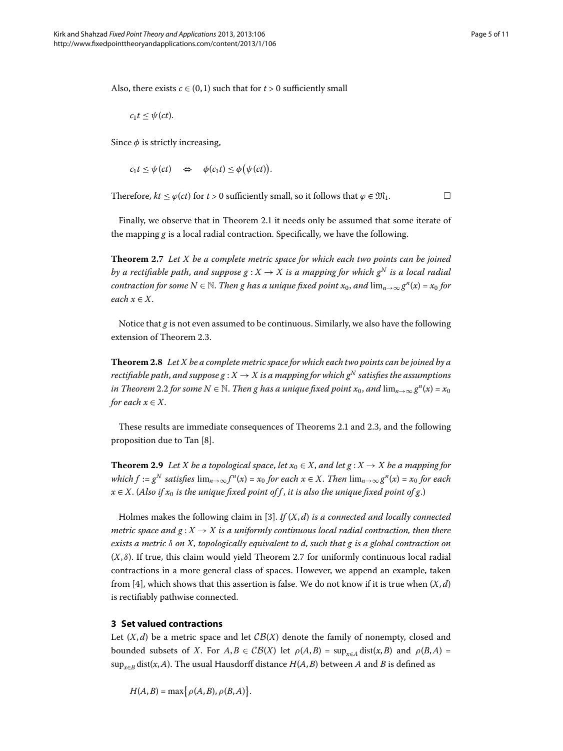Also, there exists $c \in (0,1)$ such that for $t > 0$ sufficiently small

$$c_1 t \leq \psi(ct).$$

Since $\phi$ is strictly increasing,

$$c_1 t \leq \psi(ct) \quad \Leftrightarrow \quad \phi(c_1 t) \leq \phi\bigl(\psi(ct)\bigr).$$

Therefore, $kt \leq \varphi(ct)$ for $t > 0$ sufficiently small, so it follows that $\varphi \in \mathfrak{M}_1$. □

Finally, we observe that in Theorem 2.1 it needs only be assumed that some iterate of the mapping $g$ is a local radial contraction. Specifically, we have the following.

**Theorem 2.7** *Let $X$ be a complete metric space for which each two points can be joined by a rectifiable path, and suppose $g : X \to X$ is a mapping for which $g^N$ is a local radial contraction for some $N \in \mathbb{N}$. Then $g$ has a unique fixed point $x_0$, and $\lim_{n\to\infty} g^n(x) = x_0$ for each $x \in X$.*

Notice that $g$ is not even assumed to be continuous. Similarly, we also have the following extension of Theorem 2.3.

**Theorem 2.8** *Let $X$ be a complete metric space for which each two points can be joined by a rectifiable path, and suppose $g : X \to X$ is a mapping for which $g^N$ satisfies the assumptions in Theorem 2.2 for some $N \in \mathbb{N}$. Then $g$ has a unique fixed point $x_0$, and $\lim_{n\to\infty} g^n(x) = x_0$ for each $x \in X$.*

These results are immediate consequences of Theorems 2.1 and 2.3, and the following proposition due to Tan [8].

**Theorem 2.9** *Let $X$ be a topological space, let $x_0 \in X$, and let $g : X \to X$ be a mapping for which $f := g^N$ satisfies $\lim_{n\to\infty} f^n(x) = x_0$ for each $x \in X$. Then $\lim_{n\to\infty} g^n(x) = x_0$ for each $x \in X$. (Also if $x_0$ is the unique fixed point of $f$, it is also the unique fixed point of $g$.)*

Holmes makes the following claim in [3]. *If $(X,d)$ is a connected and locally connected metric space and $g : X \to X$ is a uniformly continuous local radial contraction, then there exists a metric $\delta$ on $X$, topologically equivalent to $d$, such that $g$ is a global contraction on $(X,\delta)$.* If true, this claim would yield Theorem 2.7 for uniformly continuous local radial contractions in a more general class of spaces. However, we append an example, taken from [4], which shows that this assertion is false. We do not know if it is true when $(X,d)$ is rectifiably pathwise connected.

## 3 Set valued contractions

Let $(X,d)$ be a metric space and let $\mathcal{CB}(X)$ denote the family of nonempty, closed and bounded subsets of $X$. For $A, B \in \mathcal{CB}(X)$ let $\rho(A,B) = \sup_{x\in A} \operatorname{dist}(x,B)$ and $\rho(B,A) = \sup_{x\in B} \operatorname{dist}(x,A)$. The usual Hausdorff distance $H(A,B)$ between $A$ and $B$ is defined as

$$H(A,B) = \max\bigl\{\rho(A,B), \rho(B,A)\bigr\}.$$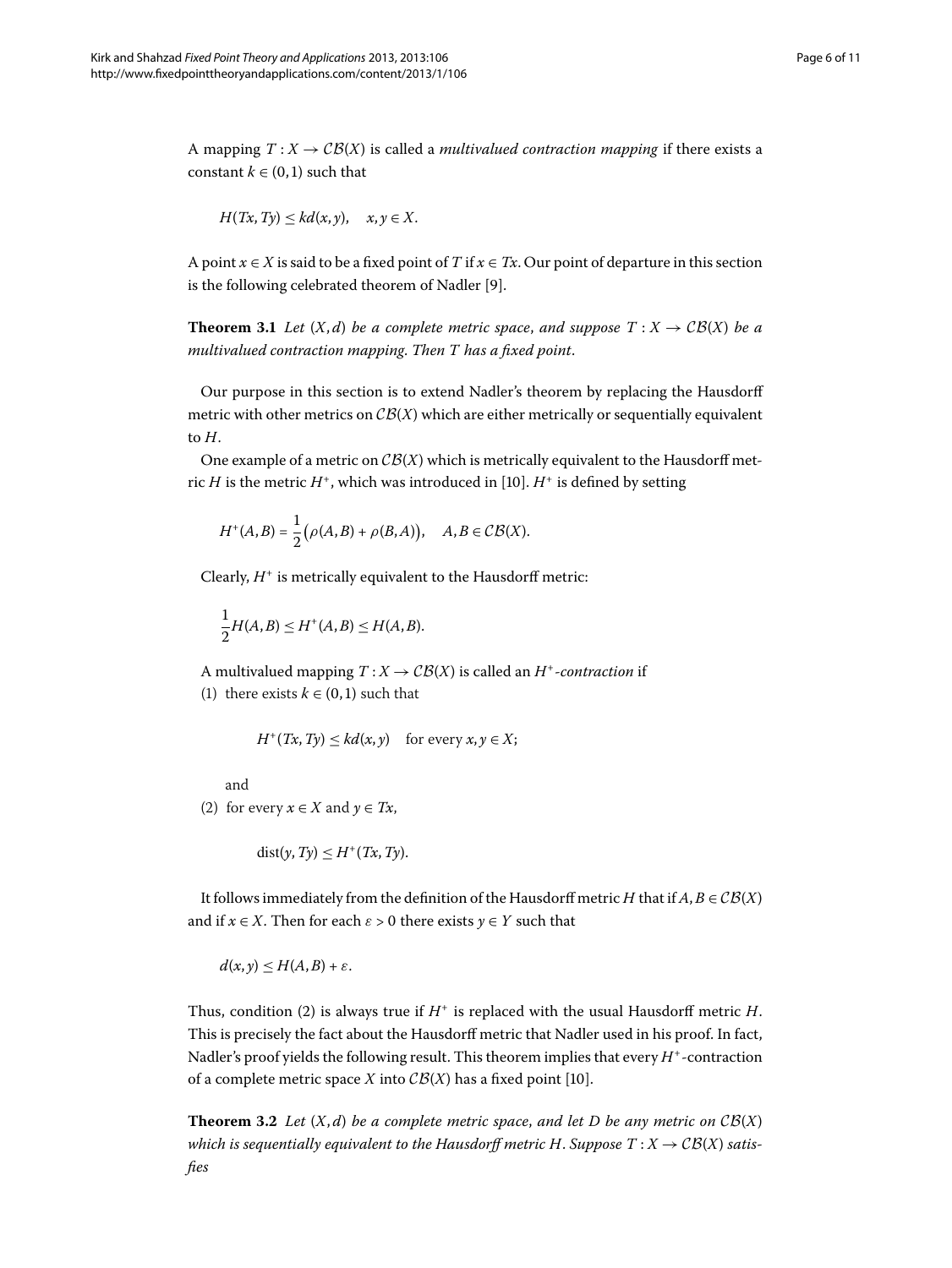A mapping $T : X \to \mathcal{CB}(X)$ is called a *multivalued contraction mapping* if there exists a constant $k \in (0,1)$ such that

$$H(Tx, Ty) \le kd(x,y), \quad x, y \in X.$$

A point $x \in X$ is said to be a fixed point of $T$ if $x \in Tx$. Our point of departure in this section is the following celebrated theorem of Nadler [9].

**Theorem 3.1** *Let $(X,d)$ be a complete metric space, and suppose $T : X \to \mathcal{CB}(X)$ be a multivalued contraction mapping. Then $T$ has a fixed point.*

Our purpose in this section is to extend Nadler's theorem by replacing the Hausdorff metric with other metrics on $\mathcal{CB}(X)$ which are either metrically or sequentially equivalent to $H$.

One example of a metric on $\mathcal{CB}(X)$ which is metrically equivalent to the Hausdorff metric $H$ is the metric $H^+$, which was introduced in [10]. $H^+$ is defined by setting

$$H^+(A,B) = \frac{1}{2}\big(\rho(A,B) + \rho(B,A)\big), \quad A, B \in \mathcal{CB}(X).$$

Clearly, $H^+$ is metrically equivalent to the Hausdorff metric:

$$\frac{1}{2}H(A,B) \le H^+(A,B) \le H(A,B).$$

A multivalued mapping $T : X \to \mathcal{CB}(X)$ is called an *$H^+$-contraction* if

(1) there exists $k \in (0,1)$ such that

$$H^+(Tx, Ty) \le kd(x,y) \quad \text{for every } x, y \in X;$$

and

(2) for every $x \in X$ and $y \in Tx$,

$$\operatorname{dist}(y, Ty) \le H^+(Tx, Ty).$$

It follows immediately from the definition of the Hausdorff metric $H$ that if $A, B \in \mathcal{CB}(X)$ and if $x \in X$. Then for each $\varepsilon > 0$ there exists $y \in Y$ such that

$$d(x,y) \le H(A,B) + \varepsilon.$$

Thus, condition (2) is always true if $H^+$ is replaced with the usual Hausdorff metric $H$. This is precisely the fact about the Hausdorff metric that Nadler used in his proof. In fact, Nadler's proof yields the following result. This theorem implies that every $H^+$-contraction of a complete metric space $X$ into $\mathcal{CB}(X)$ has a fixed point [10].

**Theorem 3.2** *Let $(X,d)$ be a complete metric space, and let $D$ be any metric on $\mathcal{CB}(X)$ which is sequentially equivalent to the Hausdorff metric $H$. Suppose $T : X \to \mathcal{CB}(X)$ satisfies*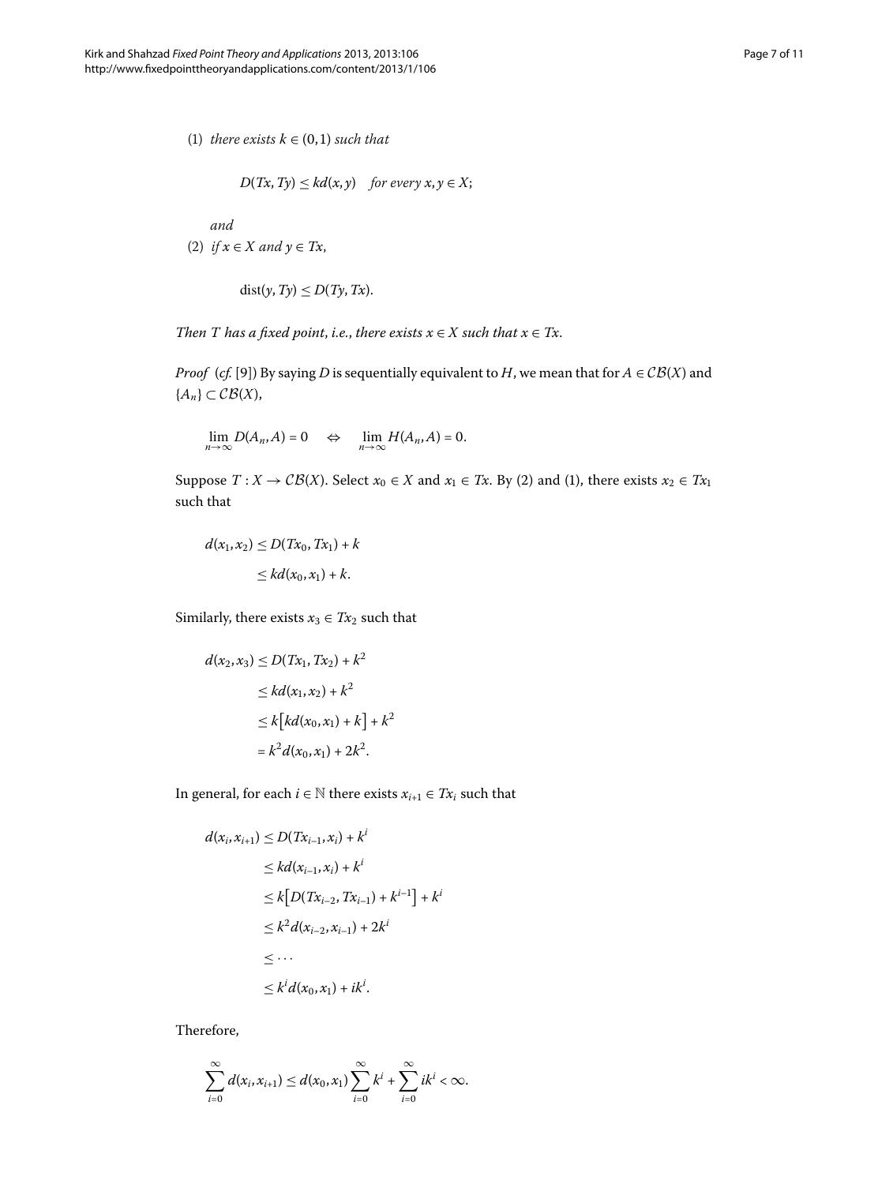(1) *there exists* $k \in (0,1)$ *such that*

$$D(Tx, Ty) \leq kd(x,y) \quad \text{for every } x, y \in X;$$

*and*

(2) *if* $x \in X$ *and* $y \in Tx$,

$$\operatorname{dist}(y, Ty) \leq D(Ty, Tx).$$

*Then* $T$ *has a fixed point*, *i.e.*, *there exists* $x \in X$ *such that* $x \in Tx$.

*Proof* (*cf.* [9]) By saying $D$ is sequentially equivalent to $H$, we mean that for $A \in \mathcal{CB}(X)$ and $\{A_n\} \subset \mathcal{CB}(X)$,

$$\lim_{n\to\infty} D(A_n, A) = 0 \quad \Leftrightarrow \quad \lim_{n\to\infty} H(A_n, A) = 0.$$

Suppose $T : X \to \mathcal{CB}(X)$. Select $x_0 \in X$ and $x_1 \in Tx$. By (2) and (1), there exists $x_2 \in Tx_1$ such that

$$\begin{aligned} d(x_1, x_2) &\leq D(Tx_0, Tx_1) + k \\ &\leq kd(x_0, x_1) + k. \end{aligned}$$

Similarly, there exists $x_3 \in Tx_2$ such that

$$\begin{aligned} d(x_2, x_3) &\leq D(Tx_1, Tx_2) + k^2 \\ &\leq kd(x_1, x_2) + k^2 \\ &\leq k\big[kd(x_0, x_1) + k\big] + k^2 \\ &= k^2 d(x_0, x_1) + 2k^2. \end{aligned}$$

In general, for each $i \in \mathbb{N}$ there exists $x_{i+1} \in Tx_i$ such that

$$\begin{aligned} d(x_i, x_{i+1}) &\leq D(Tx_{i-1}, x_i) + k^i \\ &\leq kd(x_{i-1}, x_i) + k^i \\ &\leq k\big[D(Tx_{i-2}, Tx_{i-1}) + k^{i-1}\big] + k^i \\ &\leq k^2 d(x_{i-2}, x_{i-1}) + 2k^i \\ &\leq \cdots \\ &\leq k^i d(x_0, x_1) + ik^i. \end{aligned}$$

Therefore,

$$\sum_{i=0}^{\infty} d(x_i, x_{i+1}) \leq d(x_0, x_1) \sum_{i=0}^{\infty} k^i + \sum_{i=0}^{\infty} ik^i < \infty.$$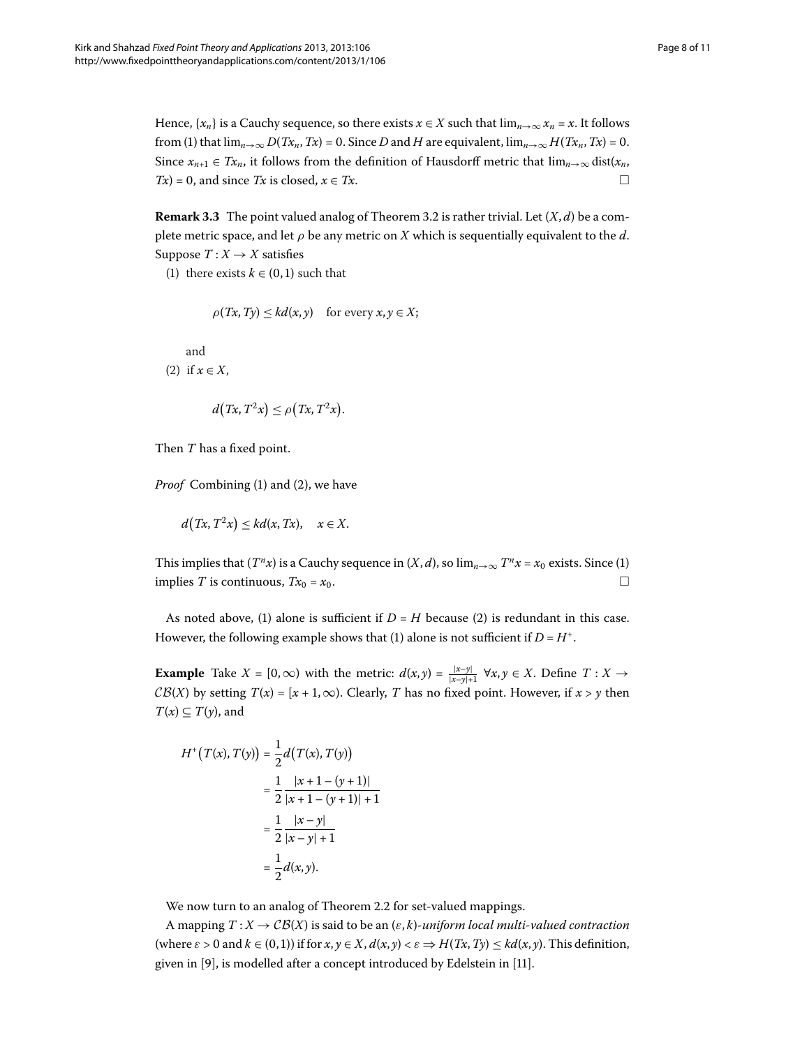Hence, $\{x_n\}$ is a Cauchy sequence, so there exists $x \in X$ such that $\lim_{n\to\infty} x_n = x$. It follows from (1) that $\lim_{n\to\infty} D(Tx_n, Tx) = 0$. Since $D$ and $H$ are equivalent, $\lim_{n\to\infty} H(Tx_n, Tx) = 0$. Since $x_{n+1} \in Tx_n$, it follows from the definition of Hausdorff metric that $\lim_{n\to\infty} \operatorname{dist}(x_n, Tx) = 0$, and since $Tx$ is closed, $x \in Tx$. □

**Remark 3.3** The point valued analog of Theorem 3.2 is rather trivial. Let $(X, d)$ be a complete metric space, and let $\rho$ be any metric on $X$ which is sequentially equivalent to the $d$. Suppose $T : X \to X$ satisfies

(1) there exists $k \in (0, 1)$ such that

$$\rho(Tx, Ty) \leq kd(x, y) \quad \text{for every } x, y \in X;$$

and

(2) if $x \in X$,

$$d\bigl(Tx, T^2x\bigr) \leq \rho\bigl(Tx, T^2x\bigr).$$

Then $T$ has a fixed point.

*Proof* Combining (1) and (2), we have

$$d\bigl(Tx, T^2x\bigr) \leq kd(x, Tx), \quad x \in X.$$

This implies that $(T^nx)$ is a Cauchy sequence in $(X, d)$, so $\lim_{n\to\infty} T^nx = x_0$ exists. Since (1) implies $T$ is continuous, $Tx_0 = x_0$. □

As noted above, (1) alone is sufficient if $D = H$ because (2) is redundant in this case. However, the following example shows that (1) alone is not sufficient if $D = H^+$.

**Example** Take $X = [0, \infty)$ with the metric: $d(x, y) = \frac{|x-y|}{|x-y|+1}$ $\forall x, y \in X$. Define $T : X \to \mathcal{CB}(X)$ by setting $T(x) = [x + 1, \infty)$. Clearly, $T$ has no fixed point. However, if $x > y$ then $T(x) \subseteq T(y)$, and

$$\begin{aligned}
H^+\bigl(T(x), T(y)\bigr) &= \frac{1}{2} d\bigl(T(x), T(y)\bigr) \\
&= \frac{1}{2} \frac{|x + 1 - (y + 1)|}{|x + 1 - (y + 1)| + 1} \\
&= \frac{1}{2} \frac{|x - y|}{|x - y| + 1} \\
&= \frac{1}{2} d(x, y).
\end{aligned}$$

We now turn to an analog of Theorem 2.2 for set-valued mappings.

A mapping $T : X \to \mathcal{CB}(X)$ is said to be an $(\varepsilon, k)$-*uniform local multi-valued contraction* (where $\varepsilon > 0$ and $k \in (0, 1)$) if for $x, y \in X$, $d(x, y) < \varepsilon \Rightarrow H(Tx, Ty) \leq kd(x, y)$. This definition, given in [9], is modelled after a concept introduced by Edelstein in [11].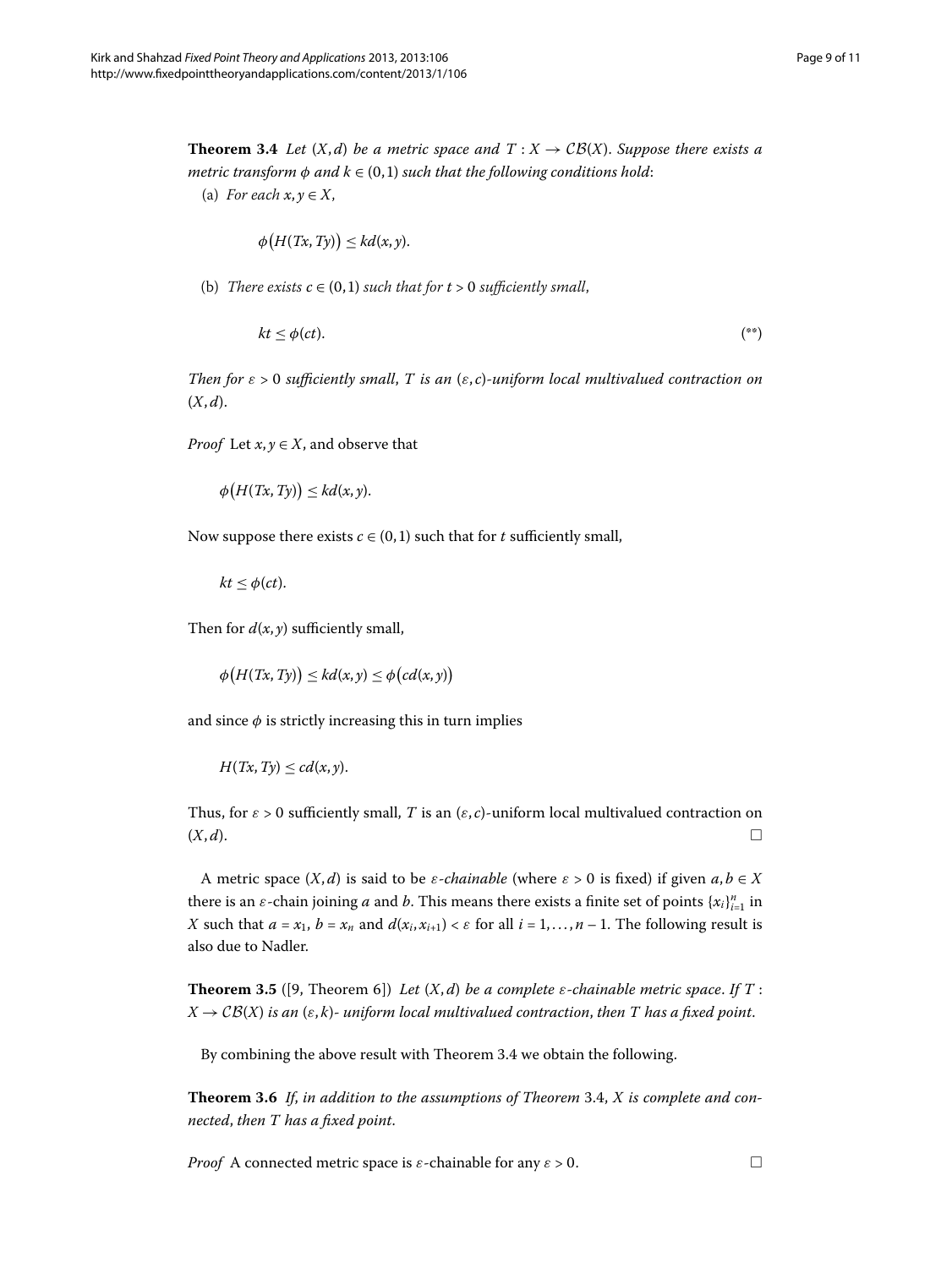**Theorem 3.4** *Let $(X,d)$ be a metric space and $T : X \to \mathcal{CB}(X)$. Suppose there exists a metric transform $\phi$ and $k \in (0,1)$ such that the following conditions hold*:

(a) *For each $x, y \in X$,*

$$\phi\bigl(H(Tx,Ty)\bigr) \leq kd(x,y).$$

(b) *There exists $c \in (0,1)$ such that for $t > 0$ sufficiently small,*

$$kt \leq \phi(ct). \tag{**}$$

*Then for $\varepsilon > 0$ sufficiently small, $T$ is an $(\varepsilon, c)$-uniform local multivalued contraction on $(X,d)$.*

*Proof* Let $x, y \in X$, and observe that

$$\phi\bigl(H(Tx,Ty)\bigr) \leq kd(x,y).$$

Now suppose there exists $c \in (0,1)$ such that for $t$ sufficiently small,

$$kt \leq \phi(ct).$$

Then for $d(x,y)$ sufficiently small,

$$\phi\bigl(H(Tx,Ty)\bigr) \leq kd(x,y) \leq \phi\bigl(cd(x,y)\bigr)$$

and since $\phi$ is strictly increasing this in turn implies

$$H(Tx,Ty) \leq cd(x,y).$$

Thus, for $\varepsilon > 0$ sufficiently small, $T$ is an $(\varepsilon, c)$-uniform local multivalued contraction on $(X,d)$. □

A metric space $(X,d)$ is said to be *$\varepsilon$-chainable* (where $\varepsilon > 0$ is fixed) if given $a, b \in X$ there is an $\varepsilon$-chain joining $a$ and $b$. This means there exists a finite set of points $\{x_i\}_{i=1}^n$ in $X$ such that $a = x_1$, $b = x_n$ and $d(x_i, x_{i+1}) < \varepsilon$ for all $i = 1, \dots, n-1$. The following result is also due to Nadler.

**Theorem 3.5** ([9, Theorem 6]) *Let $(X,d)$ be a complete $\varepsilon$-chainable metric space. If $T : X \to \mathcal{CB}(X)$ is an $(\varepsilon, k)$- uniform local multivalued contraction, then $T$ has a fixed point.*

By combining the above result with Theorem 3.4 we obtain the following.

**Theorem 3.6** *If, in addition to the assumptions of Theorem 3.4, $X$ is complete and connected, then $T$ has a fixed point.*

*Proof* A connected metric space is $\varepsilon$-chainable for any $\varepsilon > 0$. □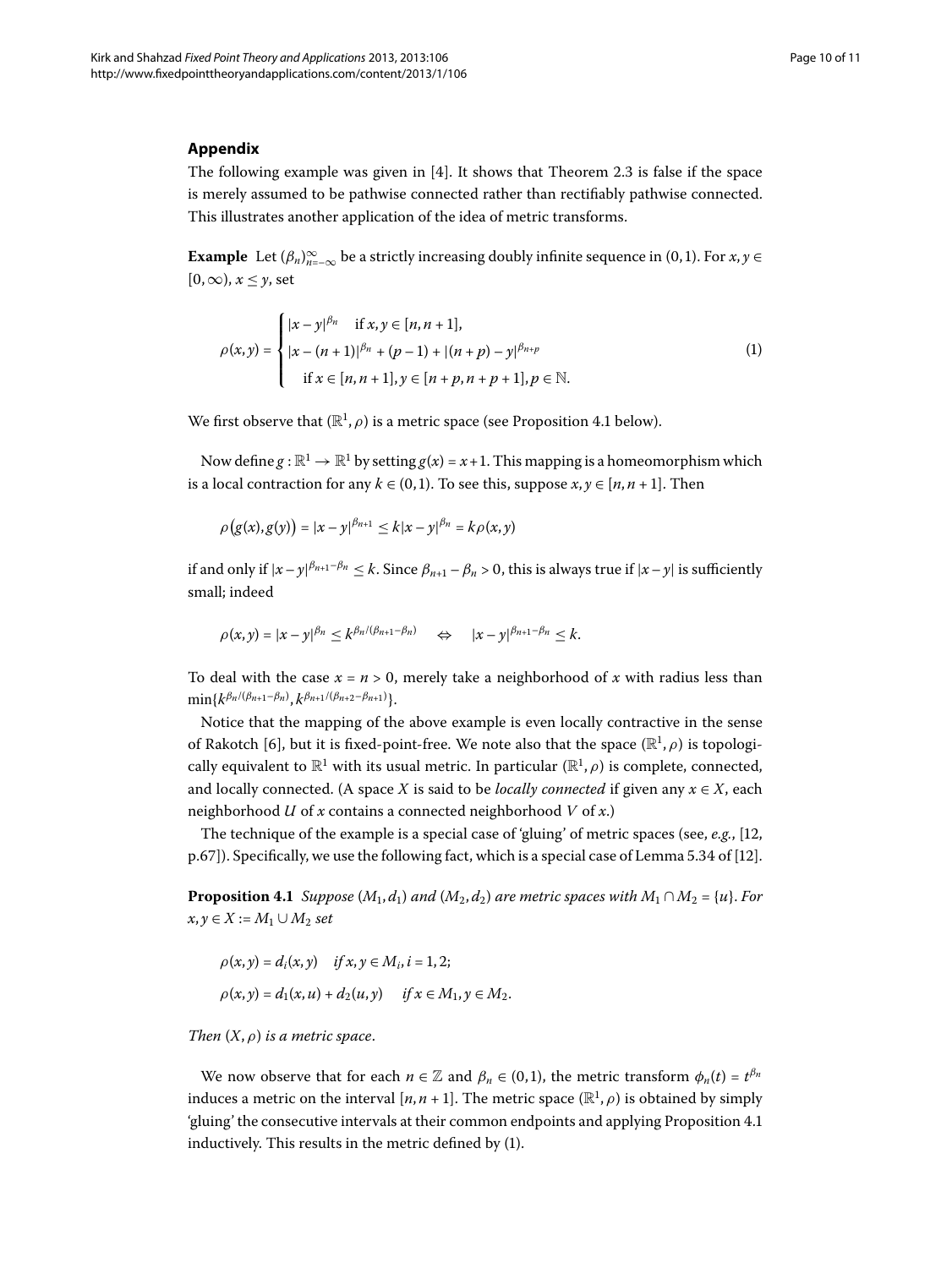## Appendix

The following example was given in [4]. It shows that Theorem 2.3 is false if the space is merely assumed to be pathwise connected rather than rectifiably pathwise connected. This illustrates another application of the idea of metric transforms.

**Example** Let $(\beta_n)_{n=-\infty}^{\infty}$ be a strictly increasing doubly infinite sequence in $(0,1)$. For $x, y \in [0,\infty)$, $x \leq y$, set

$$\rho(x,y) = \begin{cases} |x-y|^{\beta_n} & \text{if } x, y \in [n, n+1], \\ |x-(n+1)|^{\beta_n} + (p-1) + |(n+p)-y|^{\beta_{n+p}} \\ \quad \text{if } x \in [n, n+1], y \in [n+p, n+p+1], p \in \mathbb{N}. \end{cases} \tag{1}$$

We first observe that $(\mathbb{R}^1, \rho)$ is a metric space (see Proposition 4.1 below).

Now define $g : \mathbb{R}^1 \to \mathbb{R}^1$ by setting $g(x) = x+1$. This mapping is a homeomorphism which is a local contraction for any $k \in (0,1)$. To see this, suppose $x, y \in [n, n+1]$. Then

$$\rho\big(g(x), g(y)\big) = |x-y|^{\beta_{n+1}} \leq k|x-y|^{\beta_n} = k\rho(x,y)$$

if and only if $|x-y|^{\beta_{n+1}-\beta_n} \leq k$. Since $\beta_{n+1} - \beta_n > 0$, this is always true if $|x-y|$ is sufficiently small; indeed

$$\rho(x,y) = |x-y|^{\beta_n} \leq k^{\beta_n/(\beta_{n+1}-\beta_n)} \quad \Leftrightarrow \quad |x-y|^{\beta_{n+1}-\beta_n} \leq k.$$

To deal with the case $x = n > 0$, merely take a neighborhood of $x$ with radius less than $\min\{k^{\beta_n/(\beta_{n+1}-\beta_n)}, k^{\beta_{n+1}/(\beta_{n+2}-\beta_{n+1})}\}$.

Notice that the mapping of the above example is even locally contractive in the sense of Rakotch [6], but it is fixed-point-free. We note also that the space $(\mathbb{R}^1, \rho)$ is topologically equivalent to $\mathbb{R}^1$ with its usual metric. In particular $(\mathbb{R}^1, \rho)$ is complete, connected, and locally connected. (A space $X$ is said to be *locally connected* if given any $x \in X$, each neighborhood $U$ of $x$ contains a connected neighborhood $V$ of $x$.)

The technique of the example is a special case of 'gluing' of metric spaces (see, *e.g.*, [12, p.67]). Specifically, we use the following fact, which is a special case of Lemma 5.34 of [12].

**Proposition 4.1** *Suppose $(M_1, d_1)$ and $(M_2, d_2)$ are metric spaces with $M_1 \cap M_2 = \{u\}$. For $x, y \in X := M_1 \cup M_2$ set*

$$\rho(x,y) = d_i(x,y) \quad \text{if } x, y \in M_i, i = 1, 2;$$
$$\rho(x,y) = d_1(x,u) + d_2(u,y) \quad \text{if } x \in M_1, y \in M_2.$$

*Then $(X, \rho)$ is a metric space.*

We now observe that for each $n \in \mathbb{Z}$ and $\beta_n \in (0,1)$, the metric transform $\phi_n(t) = t^{\beta_n}$ induces a metric on the interval $[n, n+1]$. The metric space $(\mathbb{R}^1, \rho)$ is obtained by simply 'gluing' the consecutive intervals at their common endpoints and applying Proposition 4.1 inductively. This results in the metric defined by (1).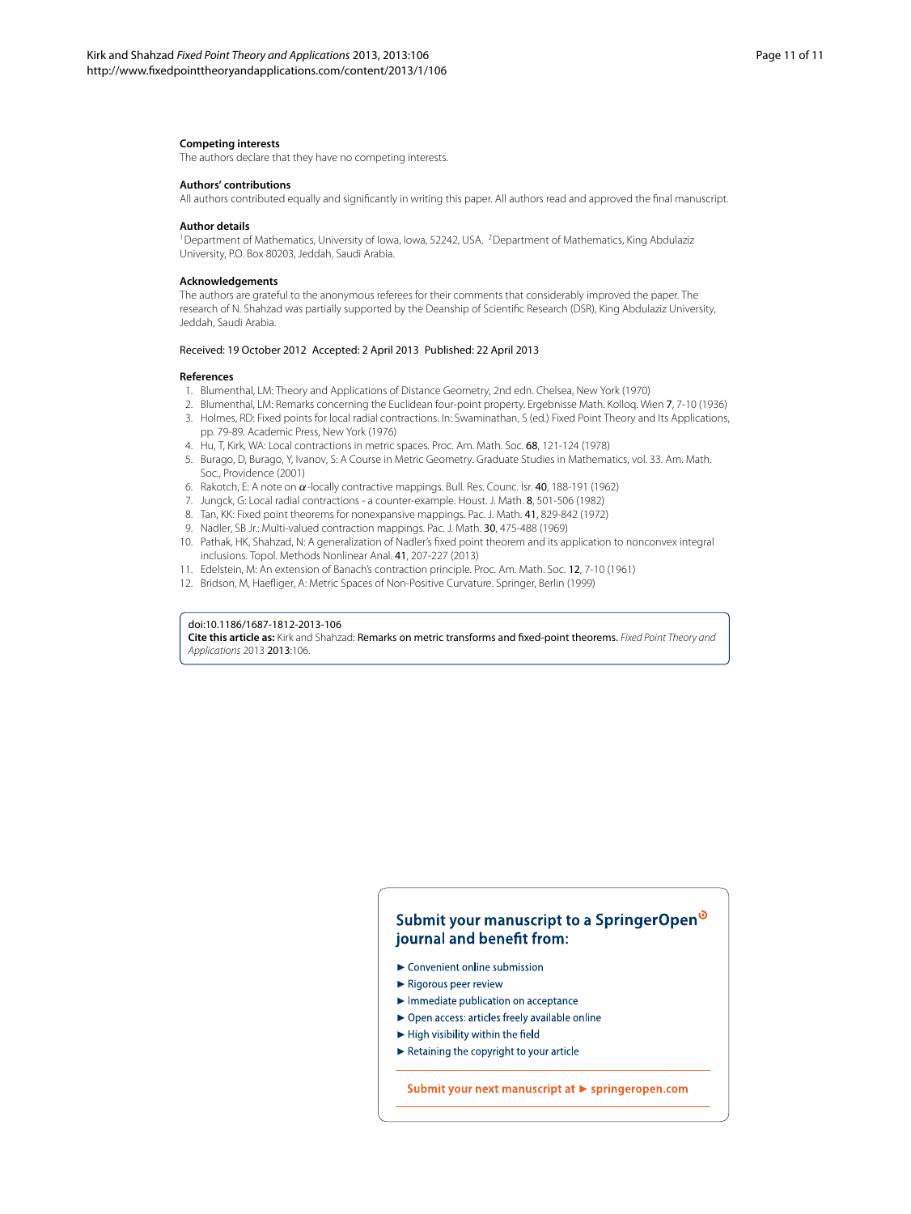### Competing interests

The authors declare that they have no competing interests.

### Authors' contributions

All authors contributed equally and significantly in writing this paper. All authors read and approved the final manuscript.

### Author details

[1]Department of Mathematics, University of Iowa, Iowa, 52242, USA. [2]Department of Mathematics, King Abdulaziz University, P.O. Box 80203, Jeddah, Saudi Arabia.

### Acknowledgements

The authors are grateful to the anonymous referees for their comments that considerably improved the paper. The research of N. Shahzad was partially supported by the Deanship of Scientific Research (DSR), King Abdulaziz University, Jeddah, Saudi Arabia.

Received: 19 October 2012 Accepted: 2 April 2013 Published: 22 April 2013

### References

1. Blumenthal, LM: Theory and Applications of Distance Geometry, 2nd edn. Chelsea, New York (1970)
2. Blumenthal, LM: Remarks concerning the Euclidean four-point property. Ergebnisse Math. Kolloq. Wien **7**, 7-10 (1936)
3. Holmes, RD: Fixed points for local radial contractions. In: Swaminathan, S (ed.) Fixed Point Theory and Its Applications, pp. 79-89. Academic Press, New York (1976)
4. Hu, T, Kirk, WA: Local contractions in metric spaces. Proc. Am. Math. Soc. **68**, 121-124 (1978)
5. Burago, D, Burago, Y, Ivanov, S: A Course in Metric Geometry. Graduate Studies in Mathematics, vol. 33. Am. Math. Soc., Providence (2001)
6. Rakotch, E: A note on $\alpha$-locally contractive mappings. Bull. Res. Counc. Isr. **40**, 188-191 (1962)
7. Jungck, G: Local radial contractions - a counter-example. Houst. J. Math. **8**, 501-506 (1982)
8. Tan, KK: Fixed point theorems for nonexpansive mappings. Pac. J. Math. **41**, 829-842 (1972)
9. Nadler, SB Jr.: Multi-valued contraction mappings. Pac. J. Math. **30**, 475-488 (1969)
10. Pathak, HK, Shahzad, N: A generalization of Nadler's fixed point theorem and its application to nonconvex integral inclusions. Topol. Methods Nonlinear Anal. **41**, 207-227 (2013)
11. Edelstein, M: An extension of Banach's contraction principle. Proc. Am. Math. Soc. **12**, 7-10 (1961)
12. Bridson, M, Haefliger, A: Metric Spaces of Non-Positive Curvature. Springer, Berlin (1999)

doi:10.1186/1687-1812-2013-106
**Cite this article as:** Kirk and Shahzad: **Remarks on metric transforms and fixed-point theorems.** *Fixed Point Theory and Applications* 2013 **2013**:106.

**Submit your manuscript to a SpringerOpen journal and benefit from:**

- ► Convenient online submission
- ► Rigorous peer review
- ► Immediate publication on acceptance
- ► Open access: articles freely available online
- ► High visibility within the field
- ► Retaining the copyright to your article

**Submit your next manuscript at ► springeropen.com**